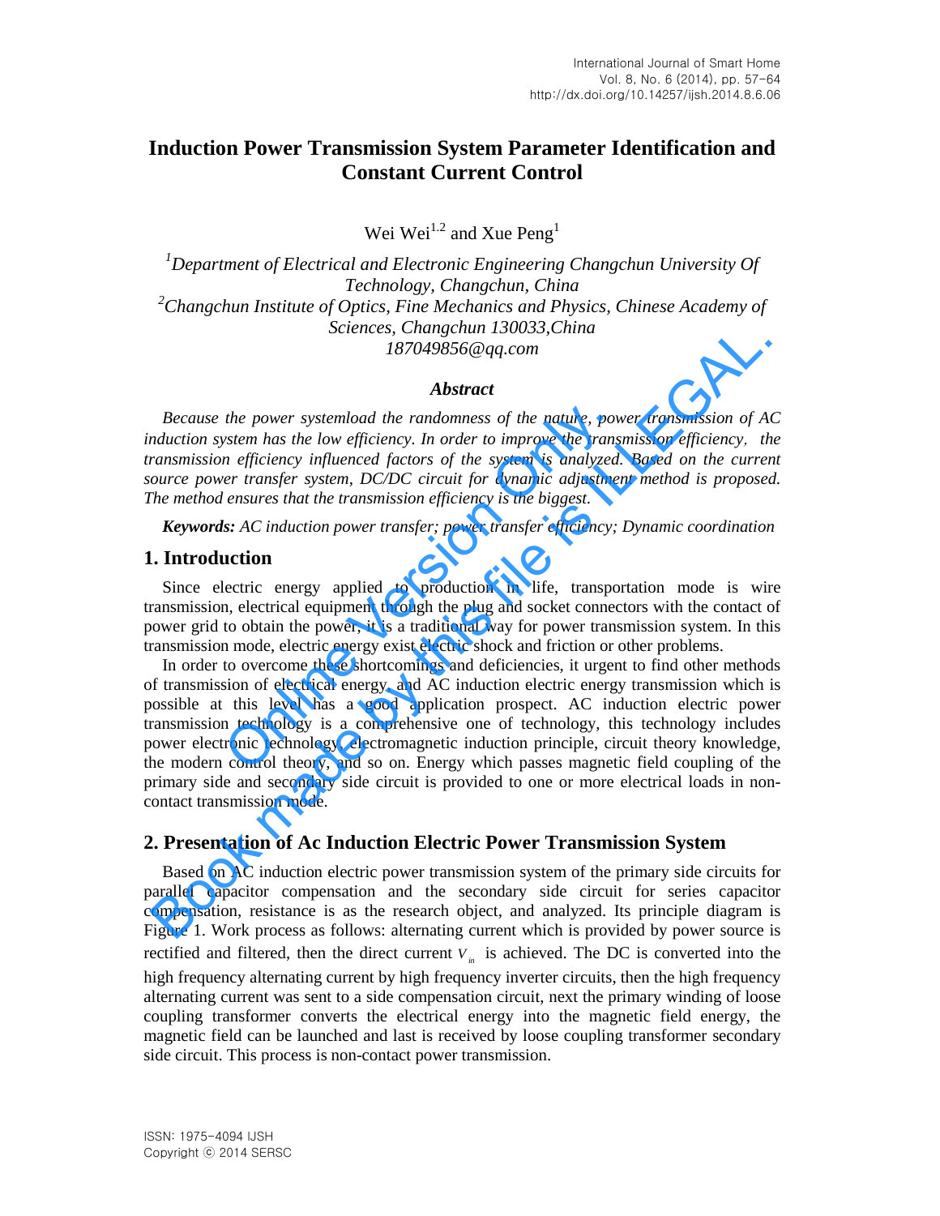# Induction Power Transmission System Parameter Identification and Constant Current Control

Wei Wei[1,2] and Xue Peng[1]

[1]*Department of Electrical and Electronic Engineering Changchun University Of Technology, Changchun, China*
[2]*Changchun Institute of Optics, Fine Mechanics and Physics, Chinese Academy of Sciences, Changchun 130033,China*
*187049856@qq.com*

### *Abstract*

*Because the power systemload the randomness of the nature, power transmission of AC induction system has the low efficiency. In order to improve the transmission efficiency, the transmission efficiency influenced factors of the system is analyzed. Based on the current source power transfer system, DC/DC circuit for dynamic adjustment method is proposed. The method ensures that the transmission efficiency is the biggest.*

***Keywords:*** *AC induction power transfer; power transfer efficiency; Dynamic coordination*

## 1. Introduction

Since electric energy applied to production in life, transportation mode is wire transmission, electrical equipment through the plug and socket connectors with the contact of power grid to obtain the power, it is a traditional way for power transmission system. In this transmission mode, electric energy exist electric shock and friction or other problems.

In order to overcome these shortcomings and deficiencies, it urgent to find other methods of transmission of electrical energy, and AC induction electric energy transmission which is possible at this level has a good application prospect. AC induction electric power transmission technology is a comprehensive one of technology, this technology includes power electronic technology, electromagnetic induction principle, circuit theory knowledge, the modern control theory, and so on. Energy which passes magnetic field coupling of the primary side and secondary side circuit is provided to one or more electrical loads in non-contact transmission mode.

## 2. Presentation of Ac Induction Electric Power Transmission System

Based on AC induction electric power transmission system of the primary side circuits for parallel capacitor compensation and the secondary side circuit for series capacitor compensation, resistance is as the research object, and analyzed. Its principle diagram is Figure 1. Work process as follows: alternating current which is provided by power source is rectified and filtered, then the direct current $V_{in}$ is achieved. The DC is converted into the high frequency alternating current by high frequency inverter circuits, then the high frequency alternating current was sent to a side compensation circuit, next the primary winding of loose coupling transformer converts the electrical energy into the magnetic field energy, the magnetic field can be launched and last is received by loose coupling transformer secondary side circuit. This process is non-contact power transmission.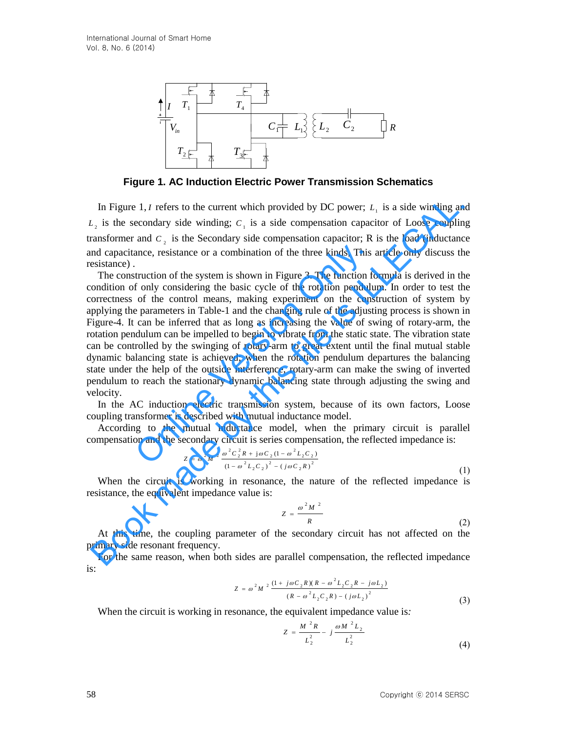Figure 1. AC Induction Electric Power Transmission Schematics

In Figure 1, $I$ refers to the current which provided by DC power; $L_1$ is a side winding and $L_2$ is the secondary side winding; $C_1$ is a side compensation capacitor of Loose coupling transformer and $C_2$ is the Secondary side compensation capacitor; R is the load (inductance and capacitance, resistance or a combination of the three kinds. This article only discuss the resistance) .

The construction of the system is shown in Figure 3. The function formula is derived in the condition of only considering the basic cycle of the rotation pendulum. In order to test the correctness of the control means, making experiment on the construction of system by applying the parameters in Table-1 and the changing rule of the adjusting process is shown in Figure-4. It can be inferred that as long as increasing the value of swing of rotary-arm, the rotation pendulum can be impelled to begin to vibrate from the static state. The vibration state can be controlled by the swinging of rotary-arm to great extent until the final mutual stable dynamic balancing state is achieved; when the rotation pendulum departures the balancing state under the help of the outside interference, rotary-arm can make the swing of inverted pendulum to reach the stationary dynamic balancing state through adjusting the swing and velocity.

In the AC induction electric transmission system, because of its own factors, Loose coupling transformer is described with mutual inductance model.

According to the mutual inductance model, when the primary circuit is parallel compensation and the secondary circuit is series compensation, the reflected impedance is:

$$Z = \omega^2 M^2 \frac{\omega^2 C_2^2 R + j\omega C_2 (1 - \omega^2 L_2 C_2)}{(1 - \omega^2 L_2 C_2)^2 - (j\omega C_2 R)^2} \tag{1}$$

When the circuit is working in resonance, the nature of the reflected impedance is resistance, the equivalent impedance value is:

$$Z = \frac{\omega^2 M^2}{R} \tag{2}$$

At this time, the coupling parameter of the secondary circuit has not affected on the primary side resonant frequency.

For the same reason, when both sides are parallel compensation, the reflected impedance is:

$$Z = \omega^2 M^2 \frac{(1 + j\omega C_2 R)(R - \omega^2 L_2 C_2 R - j\omega L_2)}{(R - \omega^2 L_2 C_2 R) - (j\omega L_2)^2} \tag{3}$$

When the circuit is working in resonance, the equivalent impedance value is:

$$Z = \frac{M^2 R}{L_2^2} - j\frac{\omega M^2 L_2}{L_2^2} \tag{4}$$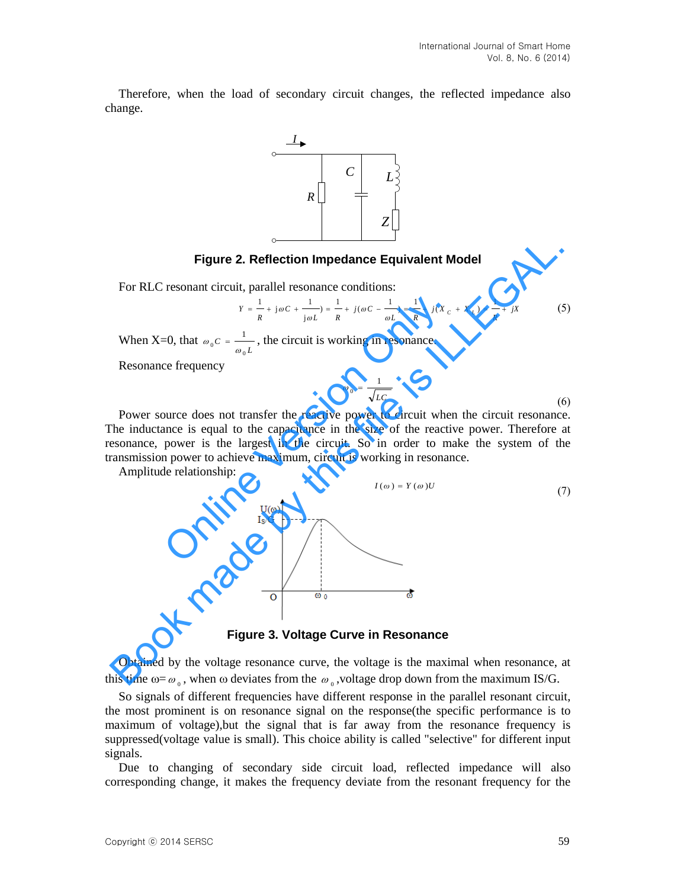Therefore, when the load of secondary circuit changes, the reflected impedance also change.

**Figure 2. Reflection Impedance Equivalent Model**

For RLC resonant circuit, parallel resonance conditions:

$$Y = \frac{1}{R} + j\omega C + \frac{1}{j\omega L}) = \frac{1}{R} + j(\omega C - \frac{1}{\omega L}) = \frac{1}{R} + j(X_C + X_L) = \frac{1}{R} + jX \tag{5}$$

When X=0, that $\omega_0 C = \frac{1}{\omega_0 L}$, the circuit is working in resonance.

Resonance frequency

$$\omega_0 = \frac{1}{\sqrt{LC}} \tag{6}$$

Power source does not transfer the reactive power to circuit when the circuit resonance. The inductance is equal to the capacitance in the size of the reactive power. Therefore at resonance, power is the largest in the circuit. So in order to make the system of the transmission power to achieve maximum, circuit is working in resonance.

Amplitude relationship:

$$I(\omega) = Y(\omega)U \tag{7}$$

**Figure 3. Voltage Curve in Resonance**

Obtained by the voltage resonance curve, the voltage is the maximal when resonance, at this time ω=$\omega_0$, when ω deviates from the $\omega_0$,voltage drop down from the maximum IS/G.

So signals of different frequencies have different response in the parallel resonant circuit, the most prominent is on resonance signal on the response(the specific performance is to maximum of voltage),but the signal that is far away from the resonance frequency is suppressed(voltage value is small). This choice ability is called "selective" for different input signals.

Due to changing of secondary side circuit load, reflected impedance will also corresponding change, it makes the frequency deviate from the resonant frequency for the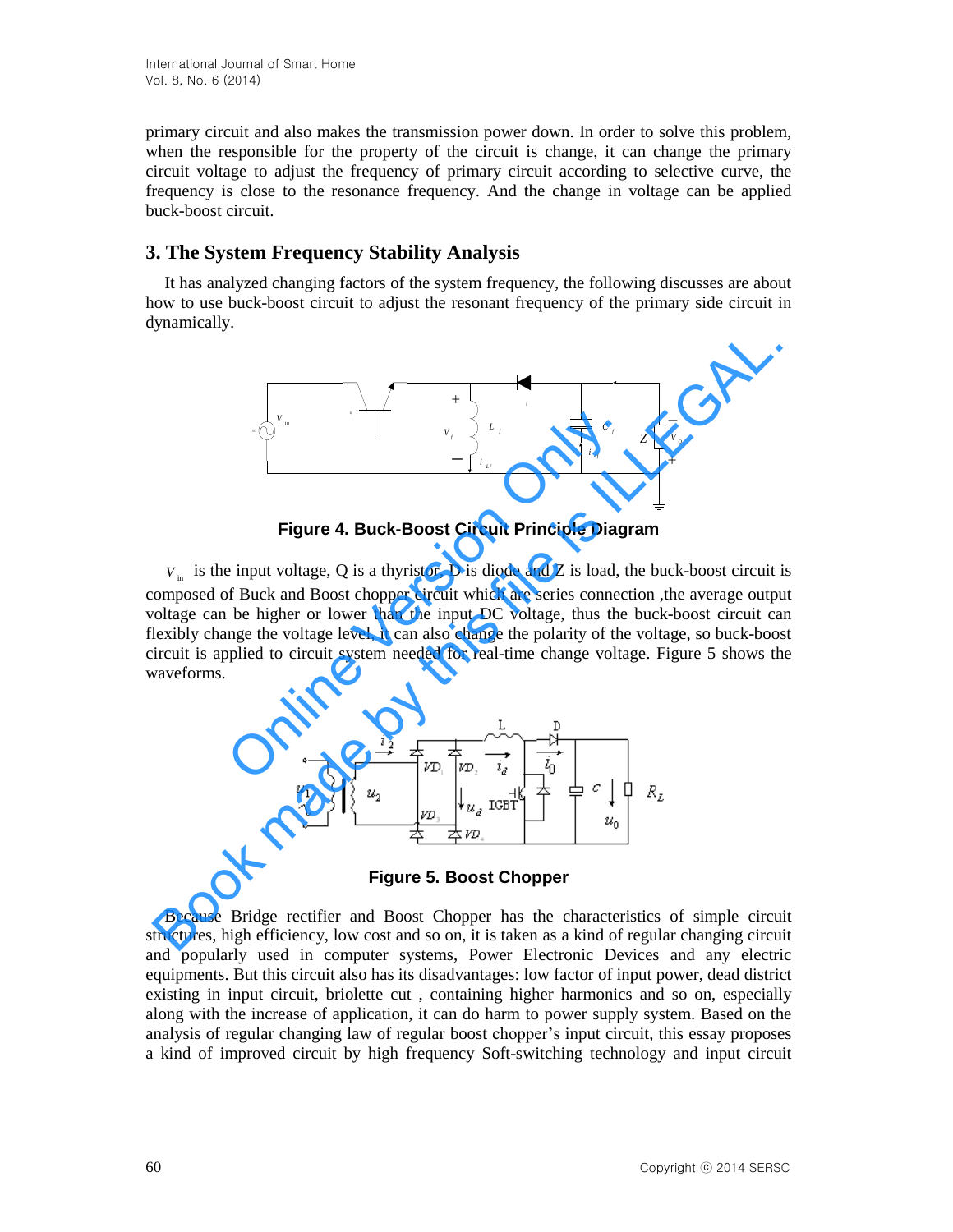primary circuit and also makes the transmission power down. In order to solve this problem, when the responsible for the property of the circuit is change, it can change the primary circuit voltage to adjust the frequency of primary circuit according to selective curve, the frequency is close to the resonance frequency. And the change in voltage can be applied buck-boost circuit.

## 3. The System Frequency Stability Analysis

It has analyzed changing factors of the system frequency, the following discusses are about how to use buck-boost circuit to adjust the resonant frequency of the primary side circuit in dynamically.

**Figure 4. Buck-Boost Circuit Principle Diagram**

$V_{in}$ is the input voltage, Q is a thyristor, D is diode and Z is load, the buck-boost circuit is composed of Buck and Boost chopper circuit which are series connection ,the average output voltage can be higher or lower than the input DC voltage, thus the buck-boost circuit can flexibly change the voltage level, it can also change the polarity of the voltage, so buck-boost circuit is applied to circuit system needed for real-time change voltage. Figure 5 shows the waveforms.

**Figure 5. Boost Chopper**

Because Bridge rectifier and Boost Chopper has the characteristics of simple circuit structures, high efficiency, low cost and so on, it is taken as a kind of regular changing circuit and popularly used in computer systems, Power Electronic Devices and any electric equipments. But this circuit also has its disadvantages: low factor of input power, dead district existing in input circuit, briolette cut , containing higher harmonics and so on, especially along with the increase of application, it can do harm to power supply system. Based on the analysis of regular changing law of regular boost chopper's input circuit, this essay proposes a kind of improved circuit by high frequency Soft-switching technology and input circuit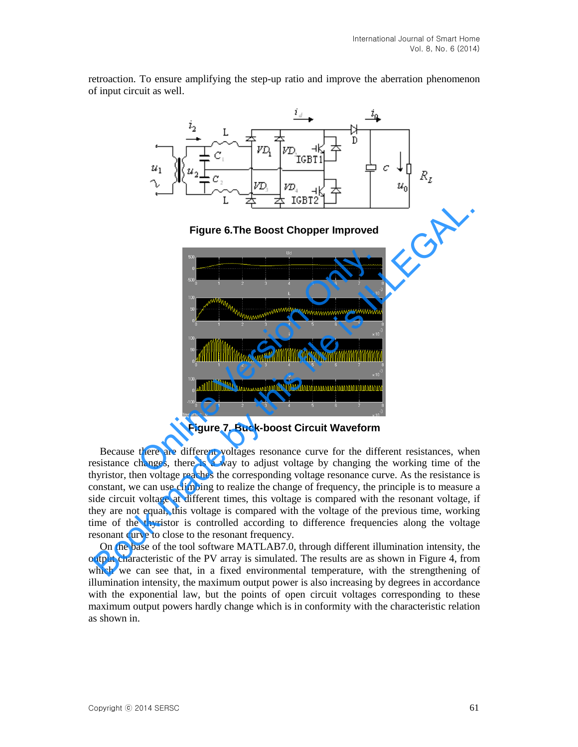retroaction. To ensure amplifying the step-up ratio and improve the aberration phenomenon of input circuit as well.

**Figure 6.The Boost Chopper Improved**

**Figure 7. Buck-boost Circuit Waveform**

Because there are different voltages resonance curve for the different resistances, when resistance changes, there is a way to adjust voltage by changing the working time of the thyristor, then voltage reaches the corresponding voltage resonance curve. As the resistance is constant, we can use climbing to realize the change of frequency, the principle is to measure a side circuit voltage at different times, this voltage is compared with the resonant voltage, if they are not equal, this voltage is compared with the voltage of the previous time, working time of the thyristor is controlled according to difference frequencies along the voltage resonant curve to close to the resonant frequency.

On the base of the tool software MATLAB7.0, through different illumination intensity, the output characteristic of the PV array is simulated. The results are as shown in Figure 4, from which we can see that, in a fixed environmental temperature, with the strengthening of illumination intensity, the maximum output power is also increasing by degrees in accordance with the exponential law, but the points of open circuit voltages corresponding to these maximum output powers hardly change which is in conformity with the characteristic relation as shown in.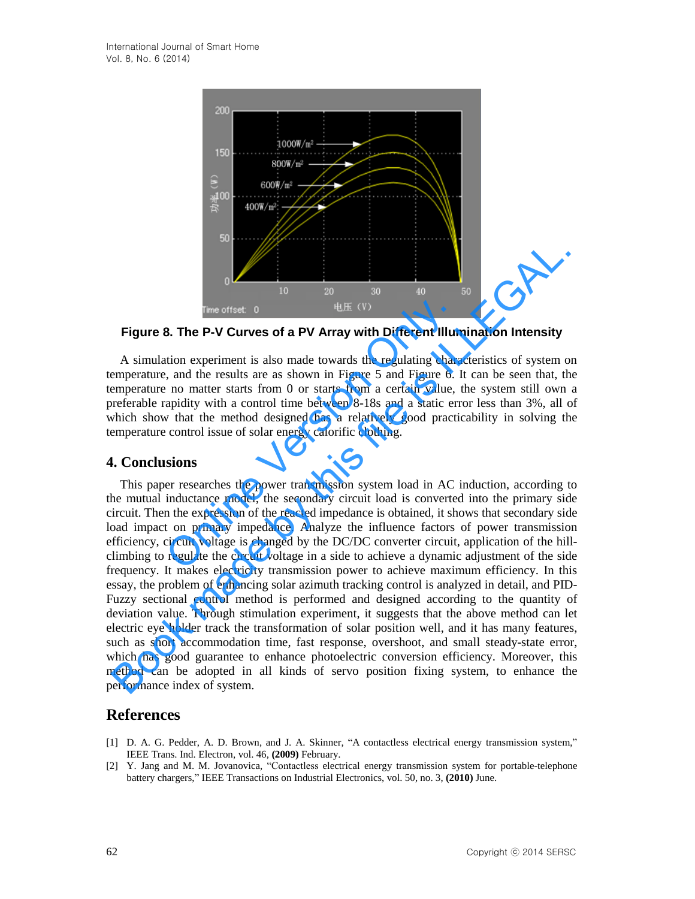**Figure 8. The P-V Curves of a PV Array with Different Illumination Intensity**

A simulation experiment is also made towards the regulating characteristics of system on temperature, and the results are as shown in Figure 5 and Figure 6. It can be seen that, the temperature no matter starts from 0 or starts from a certain value, the system still own a preferable rapidity with a control time between 8-18s and a static error less than 3%, all of which show that the method designed has a relatively good practicability in solving the temperature control issue of solar energy calorific clothing.

## 4. Conclusions

This paper researches the power transmission system load in AC induction, according to the mutual inductance model, the secondary circuit load is converted into the primary side circuit. Then the expression of the reacted impedance is obtained, it shows that secondary side load impact on primary impedance. Analyze the influence factors of power transmission efficiency, circuit voltage is changed by the DC/DC converter circuit, application of the hill-climbing to regulate the circuit voltage in a side to achieve a dynamic adjustment of the side frequency. It makes electricity transmission power to achieve maximum efficiency. In this essay, the problem of enhancing solar azimuth tracking control is analyzed in detail, and PID-Fuzzy sectional control method is performed and designed according to the quantity of deviation value. Through stimulation experiment, it suggests that the above method can let electric eye holder track the transformation of solar position well, and it has many features, such as short accommodation time, fast response, overshoot, and small steady-state error, which has good guarantee to enhance photoelectric conversion efficiency. Moreover, this method can be adopted in all kinds of servo position fixing system, to enhance the performance index of system.

## References

[1] D. A. G. Pedder, A. D. Brown, and J. A. Skinner, "A contactless electrical energy transmission system," IEEE Trans. Ind. Electron, vol. 46, **(2009)** February.

[2] Y. Jang and M. M. Jovanovica, "Contactless electrical energy transmission system for portable-telephone battery chargers," IEEE Transactions on Industrial Electronics, vol. 50, no. 3, **(2010)** June.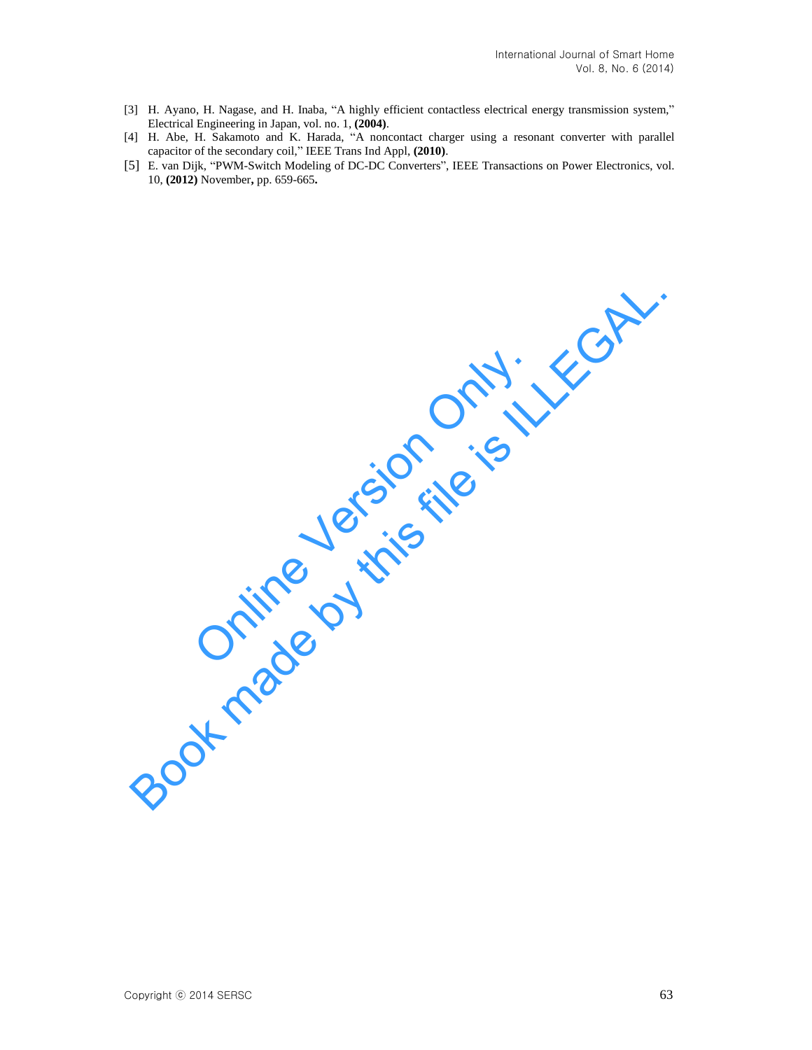[3] H. Ayano, H. Nagase, and H. Inaba, "A highly efficient contactless electrical energy transmission system," Electrical Engineering in Japan, vol. no. 1, **(2004)**.

[4] H. Abe, H. Sakamoto and K. Harada, "A noncontact charger using a resonant converter with parallel capacitor of the secondary coil," IEEE Trans Ind Appl, **(2010)**.

[5] E. van Dijk, "PWM-Switch Modeling of DC-DC Converters", IEEE Transactions on Power Electronics, vol. 10, **(2012)** November**,** pp. 659-665**.**